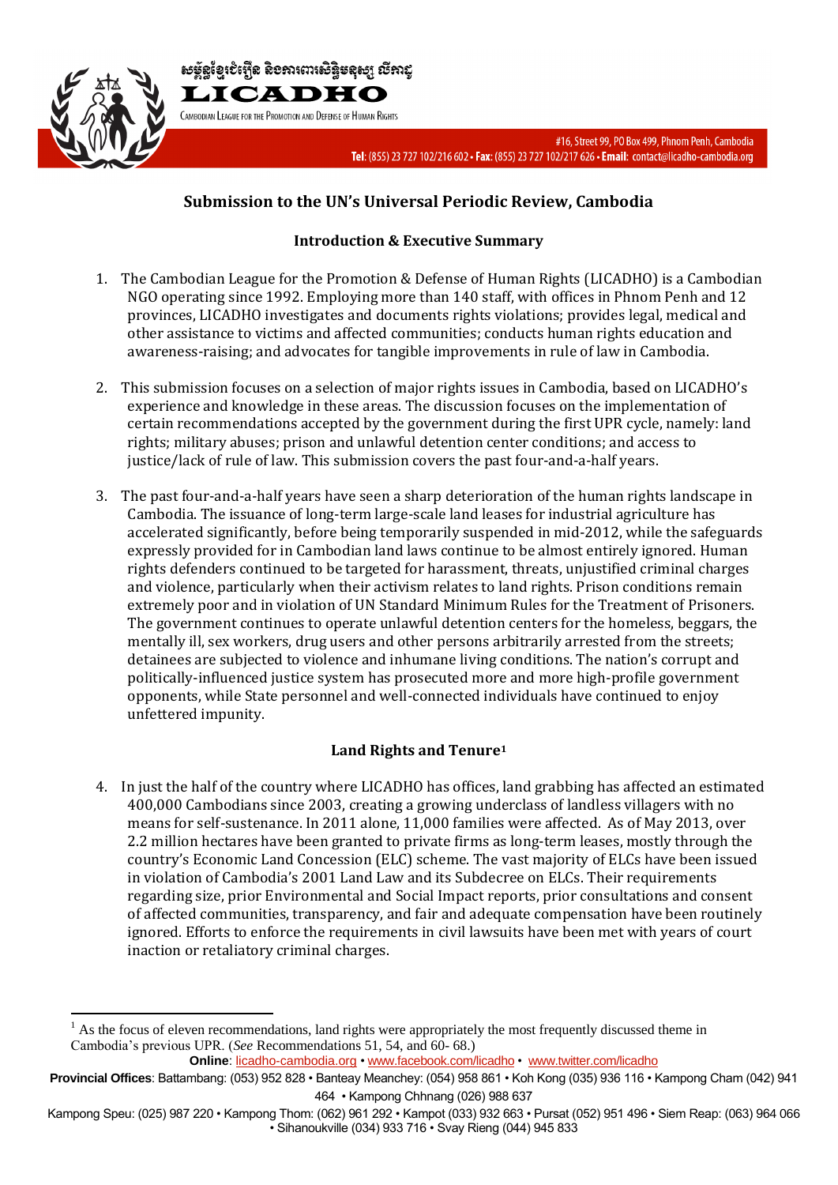សម្ព័ន្ធខ្មែរជំរឿន និងការពារសិទ្ធិមនុស្ស លីកាដូ

LICADHO

CAMBODIAN LEAGUE FOR THE PROMOTION AND DEFENSE OF HUMAN RIGHTS

#16, Street 99, PO Box 499, Phnom Penh, Cambodia
Tel: (855) 23 727 102/216 602 • Fax: (855) 23 727 102/217 626 • Email: contact@licadho-cambodia.org

## Submission to the UN's Universal Periodic Review, Cambodia

### Introduction & Executive Summary

1. The Cambodian League for the Promotion & Defense of Human Rights (LICADHO) is a Cambodian NGO operating since 1992. Employing more than 140 staff, with offices in Phnom Penh and 12 provinces, LICADHO investigates and documents rights violations; provides legal, medical and other assistance to victims and affected communities; conducts human rights education and awareness-raising; and advocates for tangible improvements in rule of law in Cambodia.

2. This submission focuses on a selection of major rights issues in Cambodia, based on LICADHO's experience and knowledge in these areas. The discussion focuses on the implementation of certain recommendations accepted by the government during the first UPR cycle, namely: land rights; military abuses; prison and unlawful detention center conditions; and access to justice/lack of rule of law. This submission covers the past four-and-a-half years.

3. The past four-and-a-half years have seen a sharp deterioration of the human rights landscape in Cambodia. The issuance of long-term large-scale land leases for industrial agriculture has accelerated significantly, before being temporarily suspended in mid-2012, while the safeguards expressly provided for in Cambodian land laws continue to be almost entirely ignored. Human rights defenders continued to be targeted for harassment, threats, unjustified criminal charges and violence, particularly when their activism relates to land rights. Prison conditions remain extremely poor and in violation of UN Standard Minimum Rules for the Treatment of Prisoners. The government continues to operate unlawful detention centers for the homeless, beggars, the mentally ill, sex workers, drug users and other persons arbitrarily arrested from the streets; detainees are subjected to violence and inhumane living conditions. The nation's corrupt and politically-influenced justice system has prosecuted more and more high-profile government opponents, while State personnel and well-connected individuals have continued to enjoy unfettered impunity.

### Land Rights and Tenure[1]

4. In just the half of the country where LICADHO has offices, land grabbing has affected an estimated 400,000 Cambodians since 2003, creating a growing underclass of landless villagers with no means for self-sustenance. In 2011 alone, 11,000 families were affected. As of May 2013, over 2.2 million hectares have been granted to private firms as long-term leases, mostly through the country's Economic Land Concession (ELC) scheme. The vast majority of ELCs have been issued in violation of Cambodia's 2001 Land Law and its Subdecree on ELCs. Their requirements regarding size, prior Environmental and Social Impact reports, prior consultations and consent of affected communities, transparency, and fair and adequate compensation have been routinely ignored. Efforts to enforce the requirements in civil lawsuits have been met with years of court inaction or retaliatory criminal charges.

[1] As the focus of eleven recommendations, land rights were appropriately the most frequently discussed theme in Cambodia's previous UPR. (*See* Recommendations 51, 54, and 60- 68.)

**Online**: licadho-cambodia.org • www.facebook.com/licadho • www.twitter.com/licadho

**Provincial Offices**: Battambang: (053) 952 828 • Banteay Meanchey: (054) 958 861 • Koh Kong (035) 936 116 • Kampong Cham (042) 941 464 • Kampong Chhnang (026) 988 637

Kampong Speu: (025) 987 220 • Kampong Thom: (062) 961 292 • Kampot (033) 932 663 • Pursat (052) 951 496 • Siem Reap: (063) 964 066 • Sihanoukville (034) 933 716 • Svay Rieng (044) 945 833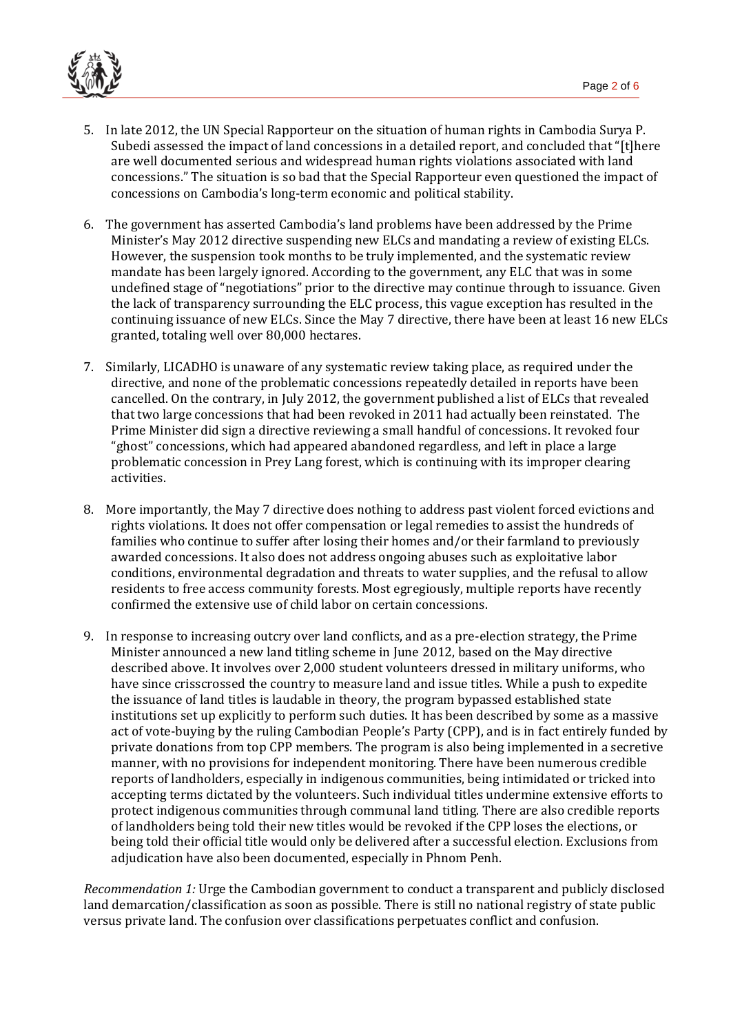5. In late 2012, the UN Special Rapporteur on the situation of human rights in Cambodia Surya P. Subedi assessed the impact of land concessions in a detailed report, and concluded that "[t]here are well documented serious and widespread human rights violations associated with land concessions." The situation is so bad that the Special Rapporteur even questioned the impact of concessions on Cambodia's long-term economic and political stability.

6. The government has asserted Cambodia's land problems have been addressed by the Prime Minister's May 2012 directive suspending new ELCs and mandating a review of existing ELCs. However, the suspension took months to be truly implemented, and the systematic review mandate has been largely ignored. According to the government, any ELC that was in some undefined stage of "negotiations" prior to the directive may continue through to issuance. Given the lack of transparency surrounding the ELC process, this vague exception has resulted in the continuing issuance of new ELCs. Since the May 7 directive, there have been at least 16 new ELCs granted, totaling well over 80,000 hectares.

7. Similarly, LICADHO is unaware of any systematic review taking place, as required under the directive, and none of the problematic concessions repeatedly detailed in reports have been cancelled. On the contrary, in July 2012, the government published a list of ELCs that revealed that two large concessions that had been revoked in 2011 had actually been reinstated. The Prime Minister did sign a directive reviewing a small handful of concessions. It revoked four "ghost" concessions, which had appeared abandoned regardless, and left in place a large problematic concession in Prey Lang forest, which is continuing with its improper clearing activities.

8. More importantly, the May 7 directive does nothing to address past violent forced evictions and rights violations. It does not offer compensation or legal remedies to assist the hundreds of families who continue to suffer after losing their homes and/or their farmland to previously awarded concessions. It also does not address ongoing abuses such as exploitative labor conditions, environmental degradation and threats to water supplies, and the refusal to allow residents to free access community forests. Most egregiously, multiple reports have recently confirmed the extensive use of child labor on certain concessions.

9. In response to increasing outcry over land conflicts, and as a pre-election strategy, the Prime Minister announced a new land titling scheme in June 2012, based on the May directive described above. It involves over 2,000 student volunteers dressed in military uniforms, who have since crisscrossed the country to measure land and issue titles. While a push to expedite the issuance of land titles is laudable in theory, the program bypassed established state institutions set up explicitly to perform such duties. It has been described by some as a massive act of vote-buying by the ruling Cambodian People's Party (CPP), and is in fact entirely funded by private donations from top CPP members. The program is also being implemented in a secretive manner, with no provisions for independent monitoring. There have been numerous credible reports of landholders, especially in indigenous communities, being intimidated or tricked into accepting terms dictated by the volunteers. Such individual titles undermine extensive efforts to protect indigenous communities through communal land titling. There are also credible reports of landholders being told their new titles would be revoked if the CPP loses the elections, or being told their official title would only be delivered after a successful election. Exclusions from adjudication have also been documented, especially in Phnom Penh.

*Recommendation 1:* Urge the Cambodian government to conduct a transparent and publicly disclosed land demarcation/classification as soon as possible. There is still no national registry of state public versus private land. The confusion over classifications perpetuates conflict and confusion.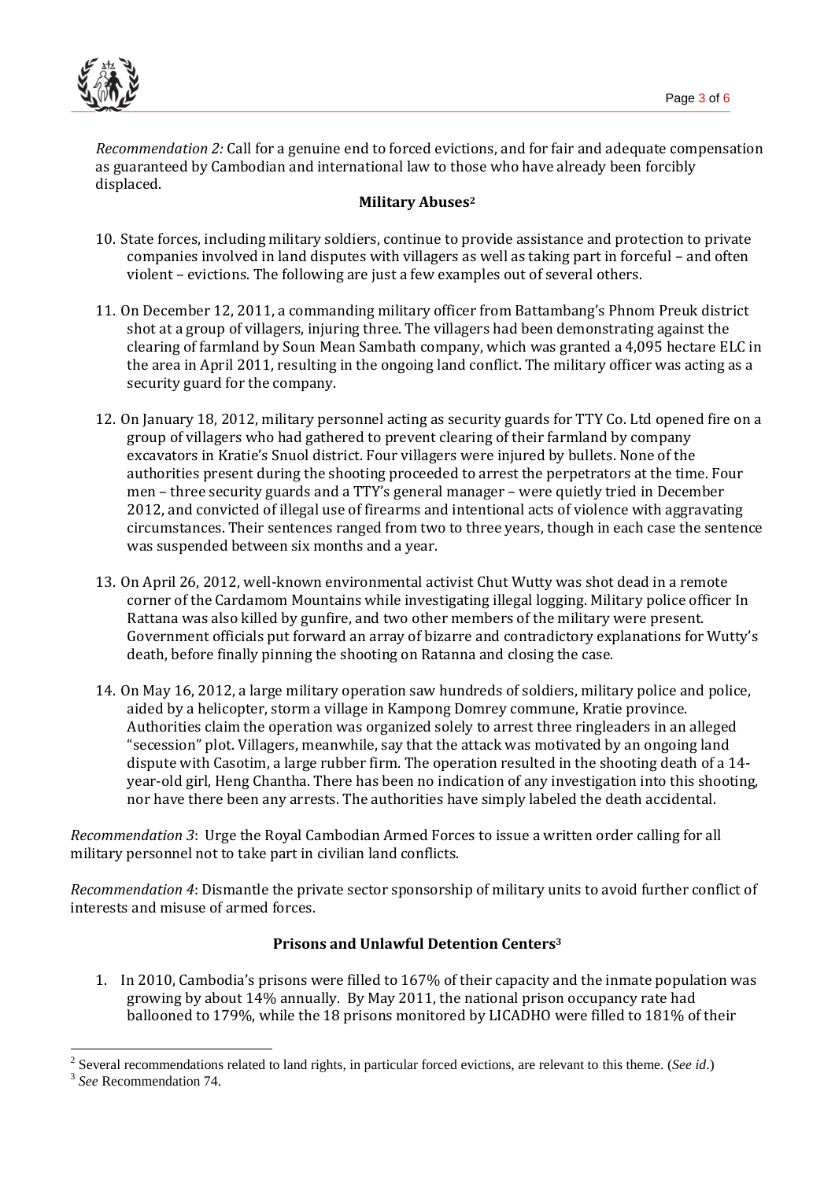*Recommendation 2:* Call for a genuine end to forced evictions, and for fair and adequate compensation as guaranteed by Cambodian and international law to those who have already been forcibly displaced.

**Military Abuses**[2]

10. State forces, including military soldiers, continue to provide assistance and protection to private companies involved in land disputes with villagers as well as taking part in forceful – and often violent – evictions. The following are just a few examples out of several others.

11. On December 12, 2011, a commanding military officer from Battambang's Phnom Preuk district shot at a group of villagers, injuring three. The villagers had been demonstrating against the clearing of farmland by Soun Mean Sambath company, which was granted a 4,095 hectare ELC in the area in April 2011, resulting in the ongoing land conflict. The military officer was acting as a security guard for the company.

12. On January 18, 2012, military personnel acting as security guards for TTY Co. Ltd opened fire on a group of villagers who had gathered to prevent clearing of their farmland by company excavators in Kratie's Snuol district. Four villagers were injured by bullets. None of the authorities present during the shooting proceeded to arrest the perpetrators at the time. Four men – three security guards and a TTY's general manager – were quietly tried in December 2012, and convicted of illegal use of firearms and intentional acts of violence with aggravating circumstances. Their sentences ranged from two to three years, though in each case the sentence was suspended between six months and a year.

13. On April 26, 2012, well-known environmental activist Chut Wutty was shot dead in a remote corner of the Cardamom Mountains while investigating illegal logging. Military police officer In Rattana was also killed by gunfire, and two other members of the military were present. Government officials put forward an array of bizarre and contradictory explanations for Wutty's death, before finally pinning the shooting on Ratanna and closing the case.

14. On May 16, 2012, a large military operation saw hundreds of soldiers, military police and police, aided by a helicopter, storm a village in Kampong Domrey commune, Kratie province. Authorities claim the operation was organized solely to arrest three ringleaders in an alleged "secession" plot. Villagers, meanwhile, say that the attack was motivated by an ongoing land dispute with Casotim, a large rubber firm. The operation resulted in the shooting death of a 14-year-old girl, Heng Chantha. There has been no indication of any investigation into this shooting, nor have there been any arrests. The authorities have simply labeled the death accidental.

*Recommendation 3*: Urge the Royal Cambodian Armed Forces to issue a written order calling for all military personnel not to take part in civilian land conflicts.

*Recommendation 4*: Dismantle the private sector sponsorship of military units to avoid further conflict of interests and misuse of armed forces.

**Prisons and Unlawful Detention Centers**[3]

1. In 2010, Cambodia's prisons were filled to 167% of their capacity and the inmate population was growing by about 14% annually. By May 2011, the national prison occupancy rate had ballooned to 179%, while the 18 prisons monitored by LICADHO were filled to 181% of their

---

[2] Several recommendations related to land rights, in particular forced evictions, are relevant to this theme. (*See id*.)

[3] *See* Recommendation 74.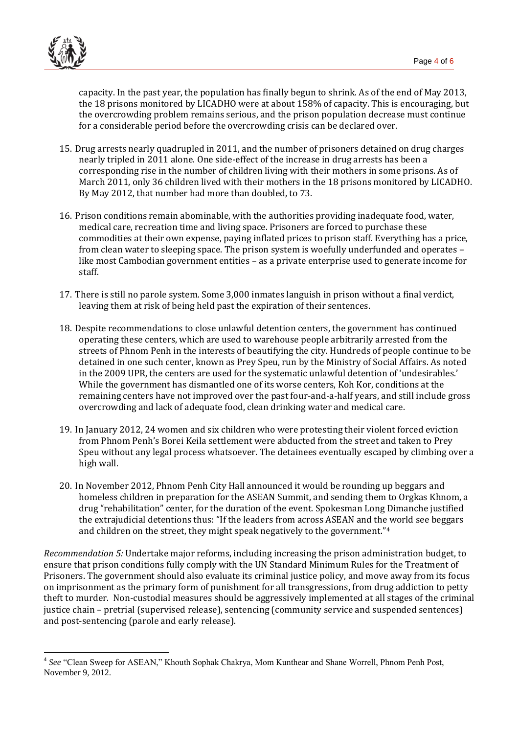capacity. In the past year, the population has finally begun to shrink. As of the end of May 2013, the 18 prisons monitored by LICADHO were at about 158% of capacity. This is encouraging, but the overcrowding problem remains serious, and the prison population decrease must continue for a considerable period before the overcrowding crisis can be declared over.

15. Drug arrests nearly quadrupled in 2011, and the number of prisoners detained on drug charges nearly tripled in 2011 alone. One side-effect of the increase in drug arrests has been a corresponding rise in the number of children living with their mothers in some prisons. As of March 2011, only 36 children lived with their mothers in the 18 prisons monitored by LICADHO. By May 2012, that number had more than doubled, to 73.

16. Prison conditions remain abominable, with the authorities providing inadequate food, water, medical care, recreation time and living space. Prisoners are forced to purchase these commodities at their own expense, paying inflated prices to prison staff. Everything has a price, from clean water to sleeping space. The prison system is woefully underfunded and operates – like most Cambodian government entities – as a private enterprise used to generate income for staff.

17. There is still no parole system. Some 3,000 inmates languish in prison without a final verdict, leaving them at risk of being held past the expiration of their sentences.

18. Despite recommendations to close unlawful detention centers, the government has continued operating these centers, which are used to warehouse people arbitrarily arrested from the streets of Phnom Penh in the interests of beautifying the city. Hundreds of people continue to be detained in one such center, known as Prey Speu, run by the Ministry of Social Affairs. As noted in the 2009 UPR, the centers are used for the systematic unlawful detention of 'undesirables.' While the government has dismantled one of its worse centers, Koh Kor, conditions at the remaining centers have not improved over the past four-and-a-half years, and still include gross overcrowding and lack of adequate food, clean drinking water and medical care.

19. In January 2012, 24 women and six children who were protesting their violent forced eviction from Phnom Penh's Borei Keila settlement were abducted from the street and taken to Prey Speu without any legal process whatsoever. The detainees eventually escaped by climbing over a high wall.

20. In November 2012, Phnom Penh City Hall announced it would be rounding up beggars and homeless children in preparation for the ASEAN Summit, and sending them to Orgkas Khnom, a drug "rehabilitation" center, for the duration of the event. Spokesman Long Dimanche justified the extrajudicial detentions thus: "If the leaders from across ASEAN and the world see beggars and children on the street, they might speak negatively to the government."[4]

*Recommendation 5:* Undertake major reforms, including increasing the prison administration budget, to ensure that prison conditions fully comply with the UN Standard Minimum Rules for the Treatment of Prisoners. The government should also evaluate its criminal justice policy, and move away from its focus on imprisonment as the primary form of punishment for all transgressions, from drug addiction to petty theft to murder. Non-custodial measures should be aggressively implemented at all stages of the criminal justice chain – pretrial (supervised release), sentencing (community service and suspended sentences) and post-sentencing (parole and early release).

[4] *See* "Clean Sweep for ASEAN," Khouth Sophak Chakrya, Mom Kunthear and Shane Worrell, Phnom Penh Post, November 9, 2012.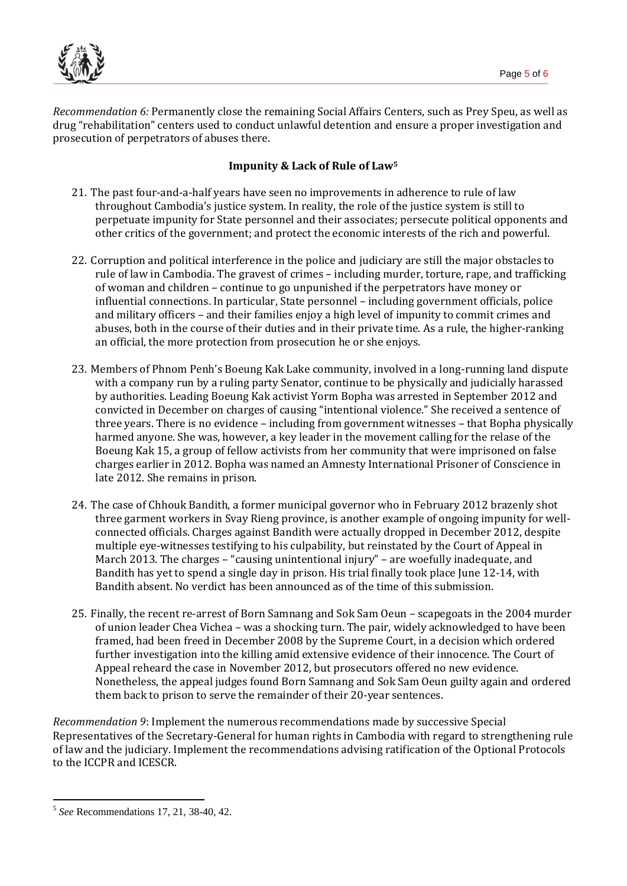*Recommendation 6:* Permanently close the remaining Social Affairs Centers, such as Prey Speu, as well as drug "rehabilitation" centers used to conduct unlawful detention and ensure a proper investigation and prosecution of perpetrators of abuses there.

### Impunity & Lack of Rule of Law[5]

21. The past four-and-a-half years have seen no improvements in adherence to rule of law throughout Cambodia's justice system. In reality, the role of the justice system is still to perpetuate impunity for State personnel and their associates; persecute political opponents and other critics of the government; and protect the economic interests of the rich and powerful.

22. Corruption and political interference in the police and judiciary are still the major obstacles to rule of law in Cambodia. The gravest of crimes – including murder, torture, rape, and trafficking of woman and children – continue to go unpunished if the perpetrators have money or influential connections. In particular, State personnel – including government officials, police and military officers – and their families enjoy a high level of impunity to commit crimes and abuses, both in the course of their duties and in their private time. As a rule, the higher-ranking an official, the more protection from prosecution he or she enjoys.

23. Members of Phnom Penh's Boeung Kak Lake community, involved in a long-running land dispute with a company run by a ruling party Senator, continue to be physically and judicially harassed by authorities. Leading Boeung Kak activist Yorm Bopha was arrested in September 2012 and convicted in December on charges of causing "intentional violence." She received a sentence of three years. There is no evidence – including from government witnesses – that Bopha physically harmed anyone. She was, however, a key leader in the movement calling for the relase of the Boeung Kak 15, a group of fellow activists from her community that were imprisoned on false charges earlier in 2012. Bopha was named an Amnesty International Prisoner of Conscience in late 2012. She remains in prison.

24. The case of Chhouk Bandith, a former municipal governor who in February 2012 brazenly shot three garment workers in Svay Rieng province, is another example of ongoing impunity for well-connected officials. Charges against Bandith were actually dropped in December 2012, despite multiple eye-witnesses testifying to his culpability, but reinstated by the Court of Appeal in March 2013. The charges – "causing unintentional injury" – are woefully inadequate, and Bandith has yet to spend a single day in prison. His trial finally took place June 12-14, with Bandith absent. No verdict has been announced as of the time of this submission.

25. Finally, the recent re-arrest of Born Samnang and Sok Sam Oeun – scapegoats in the 2004 murder of union leader Chea Vichea – was a shocking turn. The pair, widely acknowledged to have been framed, had been freed in December 2008 by the Supreme Court, in a decision which ordered further investigation into the killing amid extensive evidence of their innocence. The Court of Appeal reheard the case in November 2012, but prosecutors offered no new evidence. Nonetheless, the appeal judges found Born Samnang and Sok Sam Oeun guilty again and ordered them back to prison to serve the remainder of their 20-year sentences.

*Recommendation 9*: Implement the numerous recommendations made by successive Special Representatives of the Secretary-General for human rights in Cambodia with regard to strengthening rule of law and the judiciary. Implement the recommendations advising ratification of the Optional Protocols to the ICCPR and ICESCR.

---

[5] *See* Recommendations 17, 21, 38-40, 42.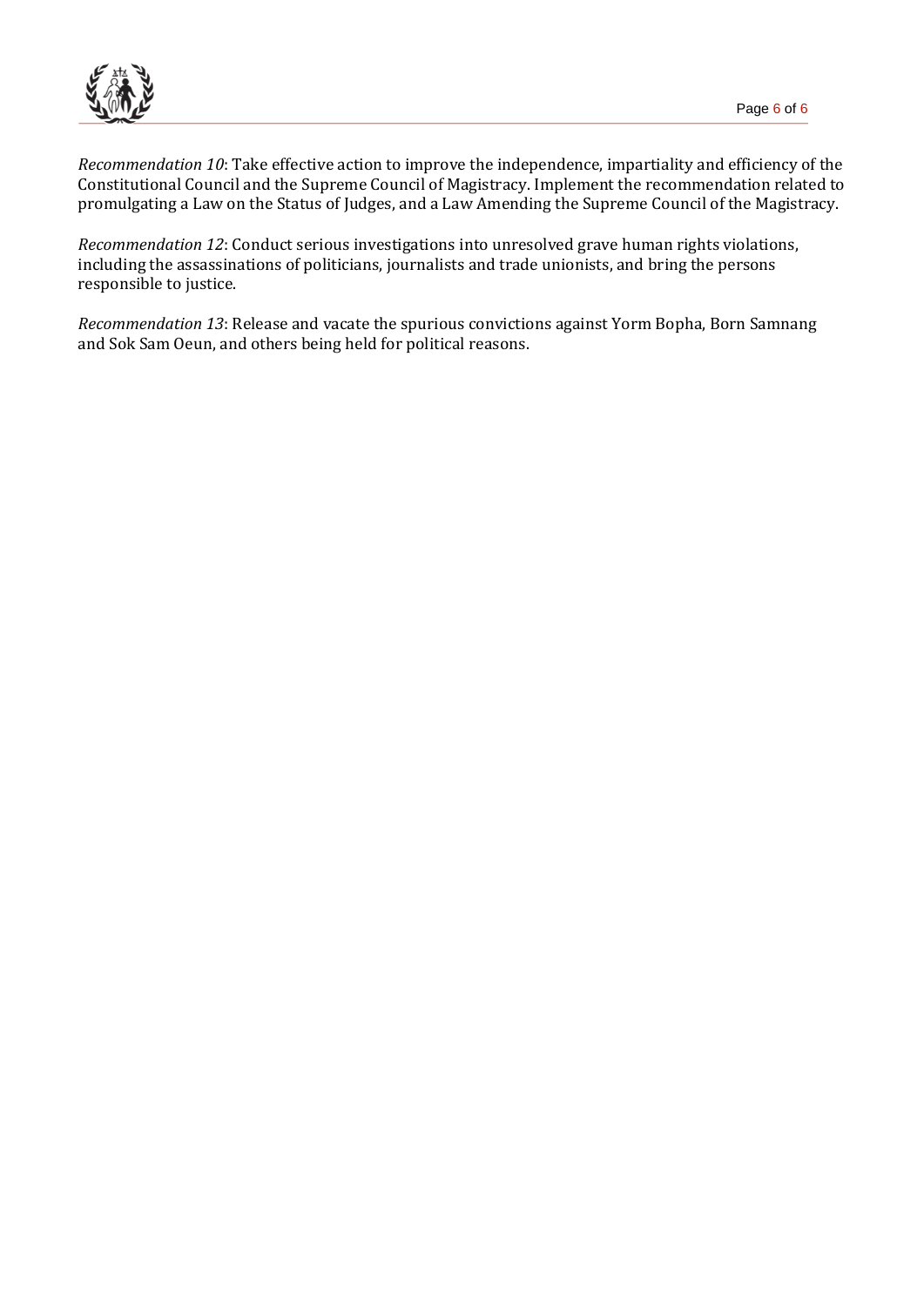*Recommendation 10*: Take effective action to improve the independence, impartiality and efficiency of the Constitutional Council and the Supreme Council of Magistracy. Implement the recommendation related to promulgating a Law on the Status of Judges, and a Law Amending the Supreme Council of the Magistracy.

*Recommendation 12*: Conduct serious investigations into unresolved grave human rights violations, including the assassinations of politicians, journalists and trade unionists, and bring the persons responsible to justice.

*Recommendation 13*: Release and vacate the spurious convictions against Yorm Bopha, Born Samnang and Sok Sam Oeun, and others being held for political reasons.